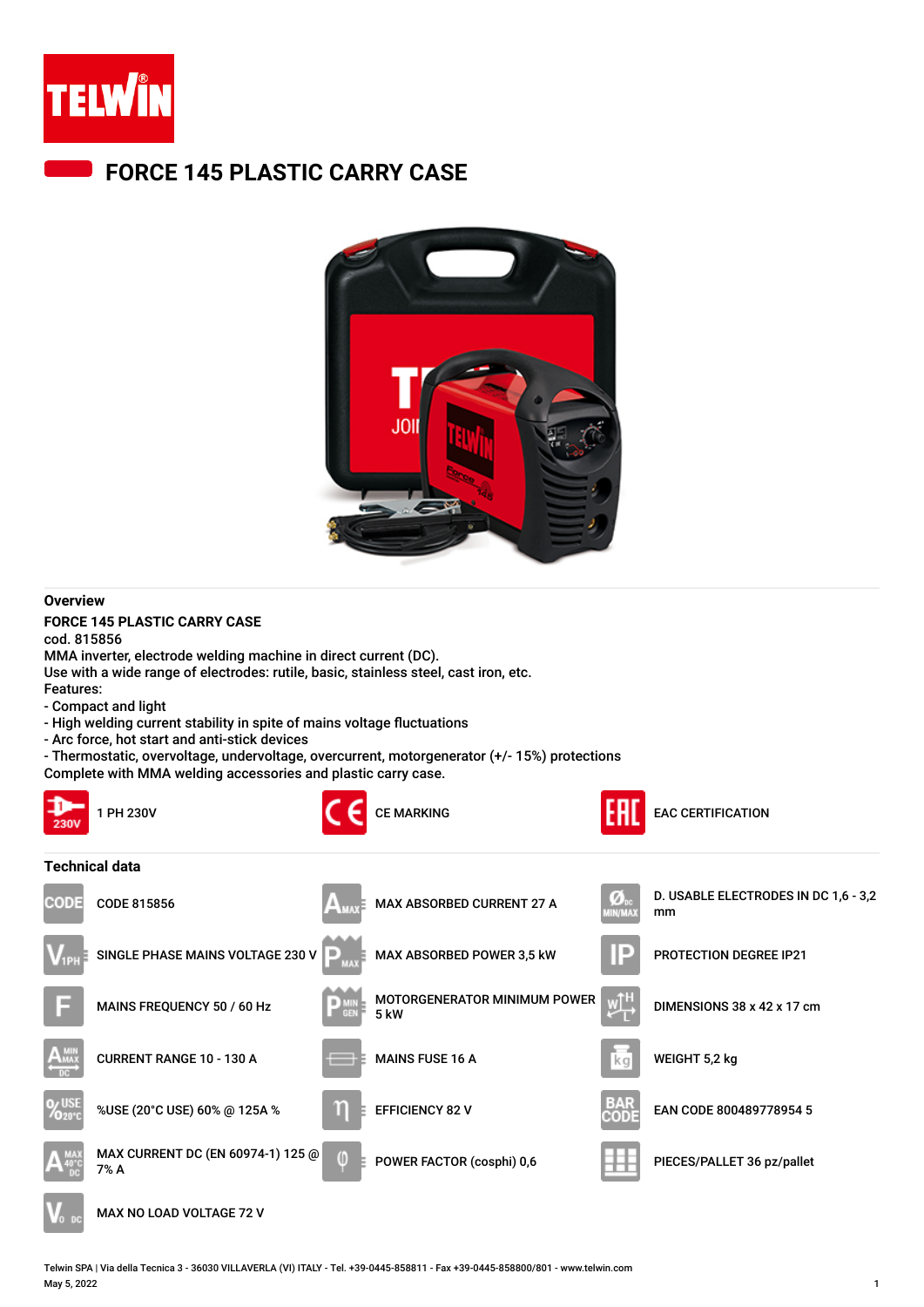# FORCE 145 PLASTIC CARRY CASE

## Overview

**FORCE 145 PLASTIC CARRY CASE**
cod. 815856
MMA inverter, electrode welding machine in direct current (DC).
Use with a wide range of electrodes: rutile, basic, stainless steel, cast iron, etc.
Features:
- Compact and light
- High welding current stability in spite of mains voltage fluctuations
- Arc force, hot start and anti-stick devices
- Thermostatic, overvoltage, undervoltage, overcurrent, motorgenerator (+/- 15%) protections

Complete with MMA welding accessories and plastic carry case.

- 1 PH 230V
- CE MARKING
- EAC CERTIFICATION

## Technical data

- CODE 815856
- SINGLE PHASE MAINS VOLTAGE 230 V
- MAINS FREQUENCY 50 / 60 Hz
- CURRENT RANGE 10 - 130 A
- %USE (20°C USE) 60% @ 125A %
- MAX CURRENT DC (EN 60974-1) 125 @ 7% A
- MAX NO LOAD VOLTAGE 72 V
- MAX ABSORBED CURRENT 27 A
- MAX ABSORBED POWER 3,5 kW
- MOTORGENERATOR MINIMUM POWER 5 kW
- MAINS FUSE 16 A
- EFFICIENCY 82 V
- POWER FACTOR (cosphi) 0,6
- D. USABLE ELECTRODES IN DC 1,6 - 3,2 mm
- PROTECTION DEGREE IP21
- DIMENSIONS 38 x 42 x 17 cm
- WEIGHT 5,2 kg
- EAN CODE 800489778954 5
- PIECES/PALLET 36 pz/pallet

Telwin SPA | Via della Tecnica 3 - 36030 VILLAVERLA (VI) ITALY - Tel. +39-0445-858811 - Fax +39-0445-858800/801 - www.telwin.com
May 5, 2022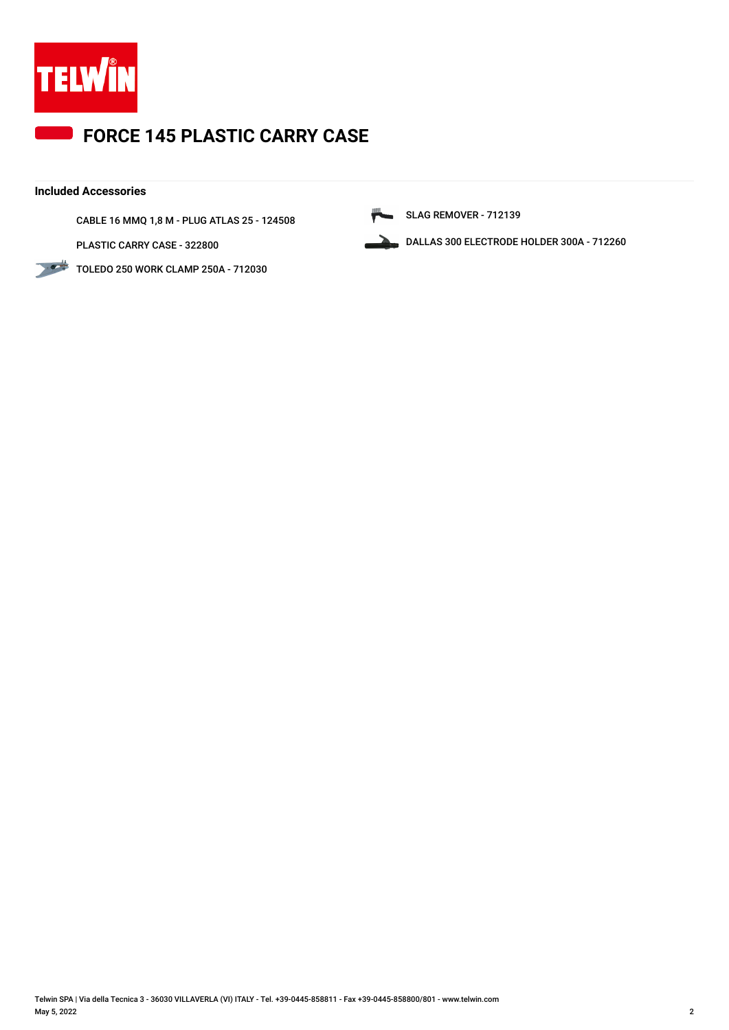# FORCE 145 PLASTIC CARRY CASE

## Included Accessories

- CABLE 16 MMQ 1,8 M - PLUG ATLAS 25 - 124508
- PLASTIC CARRY CASE - 322800
- TOLEDO 250 WORK CLAMP 250A - 712030
- SLAG REMOVER - 712139
- DALLAS 300 ELECTRODE HOLDER 300A - 712260

Telwin SPA | Via della Tecnica 3 - 36030 VILLAVERLA (VI) ITALY - Tel. +39-0445-858811 - Fax +39-0445-858800/801 - www.telwin.com
May 5, 2022